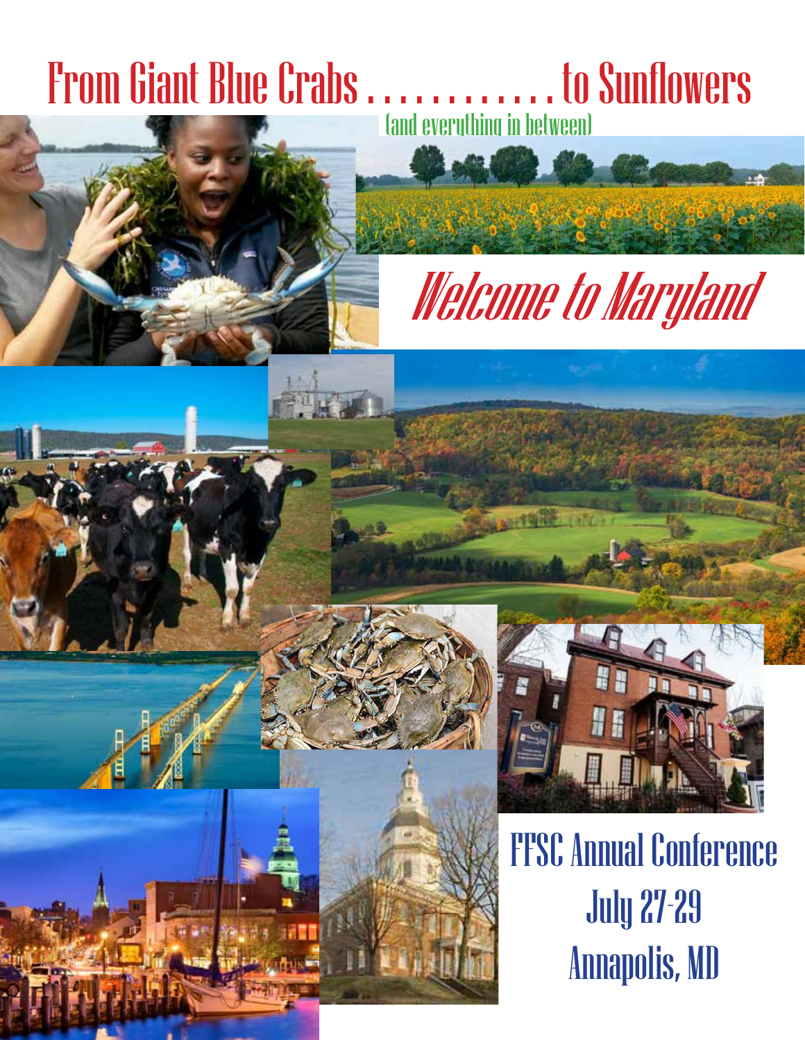# From Giant Blue Crabs . . . . . . . . . . . . to Sunflowers

(and everything in between)

## *Welcome to Maryland*

## FFSC Annual Conference

July 27-29

Annapolis, MD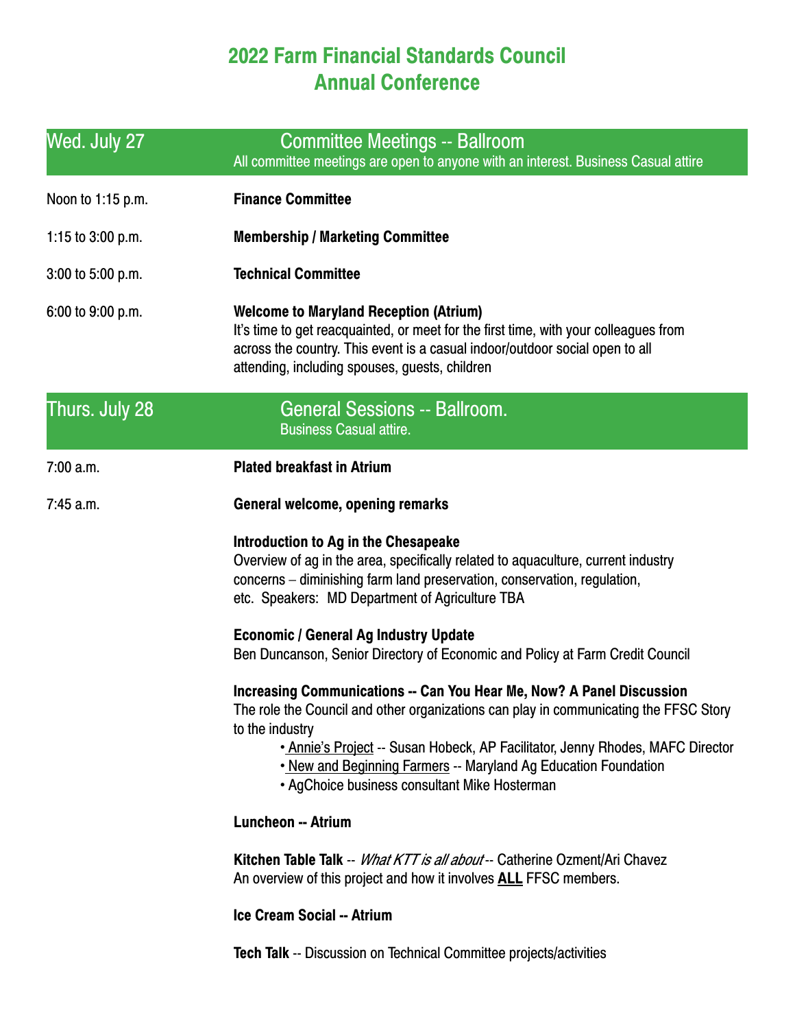# 2022 Farm Financial Standards Council Annual Conference

## Wed. July 27 — Committee Meetings -- Ballroom

All committee meetings are open to anyone with an interest. Business Casual attire

Noon to 1:15 p.m. — **Finance Committee**

1:15 to 3:00 p.m. — **Membership / Marketing Committee**

3:00 to 5:00 p.m. — **Technical Committee**

6:00 to 9:00 p.m. — **Welcome to Maryland Reception (Atrium)**
It's time to get reacquainted, or meet for the first time, with your colleagues from across the country. This event is a casual indoor/outdoor social open to all attending, including spouses, guests, children

## Thurs. July 28 — General Sessions -- Ballroom.

Business Casual attire.

7:00 a.m. — **Plated breakfast in Atrium**

7:45 a.m. — **General welcome, opening remarks**

**Introduction to Ag in the Chesapeake**
Overview of ag in the area, specifically related to aquaculture, current industry concerns – diminishing farm land preservation, conservation, regulation, etc. Speakers: MD Department of Agriculture TBA

**Economic / General Ag Industry Update**
Ben Duncanson, Senior Directory of Economic and Policy at Farm Credit Council

**Increasing Communications -- Can You Hear Me, Now? A Panel Discussion**
The role the Council and other organizations can play in communicating the FFSC Story to the industry

- Annie's Project -- Susan Hobeck, AP Facilitator, Jenny Rhodes, MAFC Director
- New and Beginning Farmers -- Maryland Ag Education Foundation
- AgChoice business consultant Mike Hosterman

**Luncheon -- Atrium**

**Kitchen Table Talk** -- *What KTT is all about* -- Catherine Ozment/Ari Chavez
An overview of this project and how it involves **ALL** FFSC members.

**Ice Cream Social -- Atrium**

**Tech Talk** -- Discussion on Technical Committee projects/activities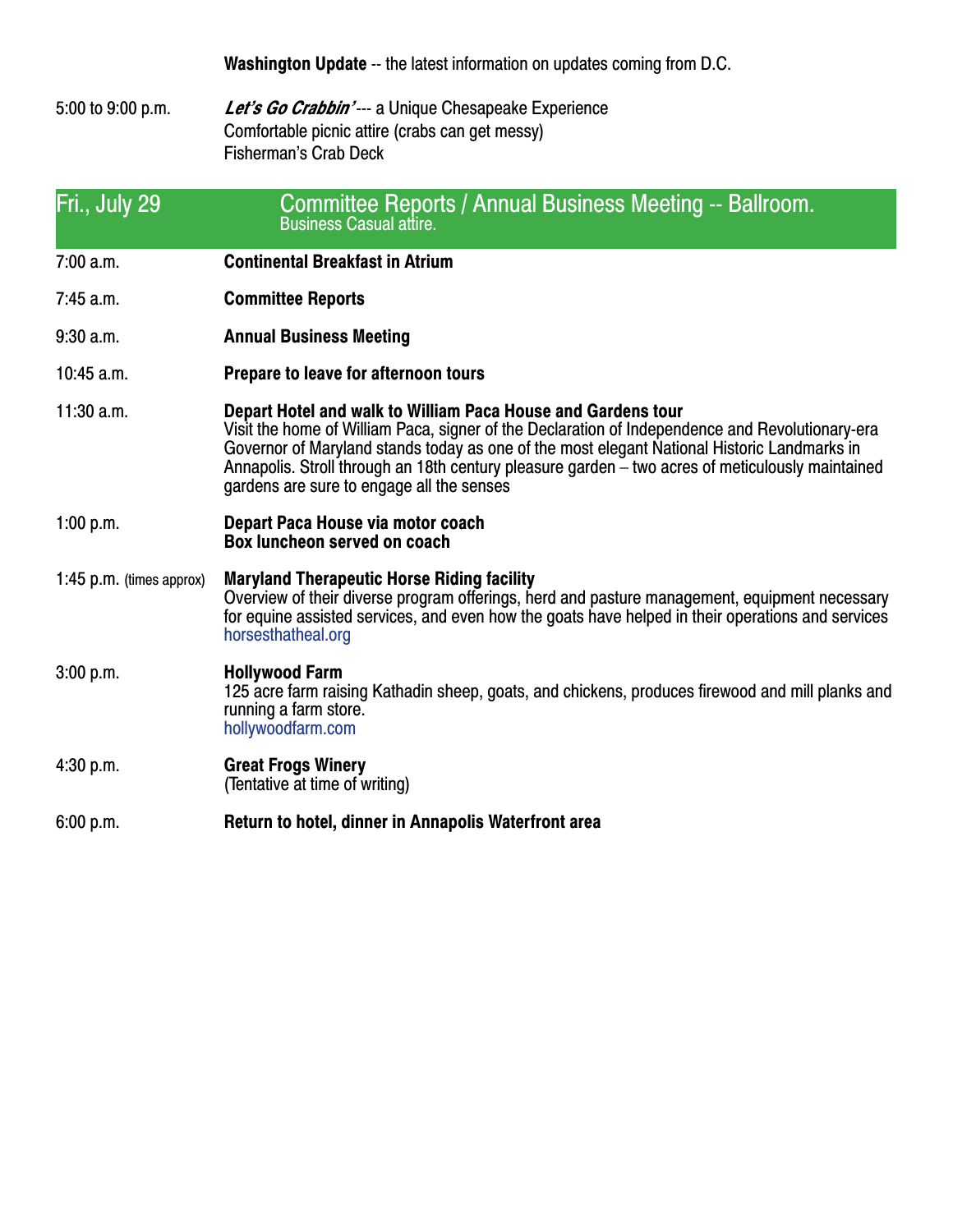**Washington Update** -- the latest information on updates coming from D.C.

5:00 to 9:00 p.m. ***Let's Go Crabbin'*** --- a Unique Chesapeake Experience
Comfortable picnic attire (crabs can get messy)
Fisherman's Crab Deck

## Fri., July 29 — Committee Reports / Annual Business Meeting -- Ballroom.

Business Casual attire.

7:00 a.m. **Continental Breakfast in Atrium**

7:45 a.m. **Committee Reports**

9:30 a.m. **Annual Business Meeting**

10:45 a.m. **Prepare to leave for afternoon tours**

11:30 a.m. **Depart Hotel and walk to William Paca House and Gardens tour**
Visit the home of William Paca, signer of the Declaration of Independence and Revolutionary-era Governor of Maryland stands today as one of the most elegant National Historic Landmarks in Annapolis. Stroll through an 18th century pleasure garden – two acres of meticulously maintained gardens are sure to engage all the senses

1:00 p.m. **Depart Paca House via motor coach**
**Box luncheon served on coach**

1:45 p.m. (times approx) **Maryland Therapeutic Horse Riding facility**
Overview of their diverse program offerings, herd and pasture management, equipment necessary for equine assisted services, and even how the goats have helped in their operations and services
horsesthatheal.org

3:00 p.m. **Hollywood Farm**
125 acre farm raising Kathadin sheep, goats, and chickens, produces firewood and mill planks and running a farm store.
hollywoodfarm.com

4:30 p.m. **Great Frogs Winery**
(Tentative at time of writing)

6:00 p.m. **Return to hotel, dinner in Annapolis Waterfront area**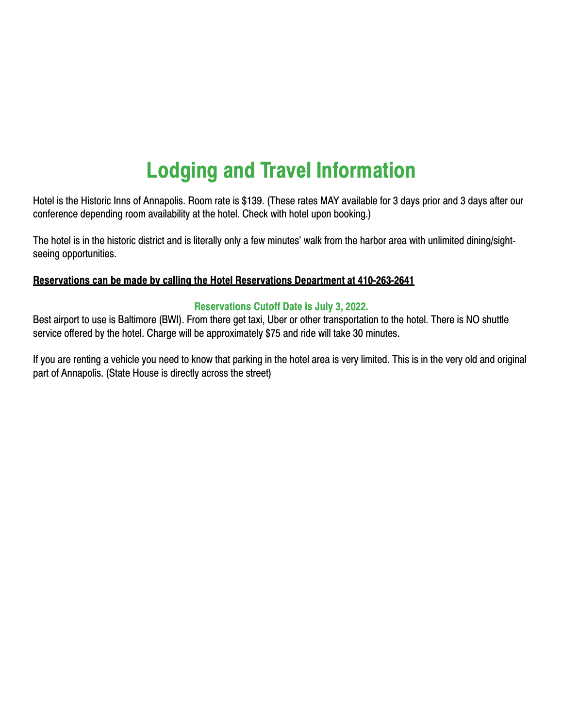# Lodging and Travel Information

Hotel is the Historic Inns of Annapolis. Room rate is $139. (These rates MAY available for 3 days prior and 3 days after our conference depending room availability at the hotel. Check with hotel upon booking.)

The hotel is in the historic district and is literally only a few minutes' walk from the harbor area with unlimited dining/sight-seeing opportunities.

**Reservations can be made by calling the Hotel Reservations Department at 410-263-2641**

**Reservations Cutoff Date is July 3, 2022.**

Best airport to use is Baltimore (BWI). From there get taxi, Uber or other transportation to the hotel. There is NO shuttle service offered by the hotel. Charge will be approximately $75 and ride will take 30 minutes.

If you are renting a vehicle you need to know that parking in the hotel area is very limited. This is in the very old and original part of Annapolis. (State House is directly across the street)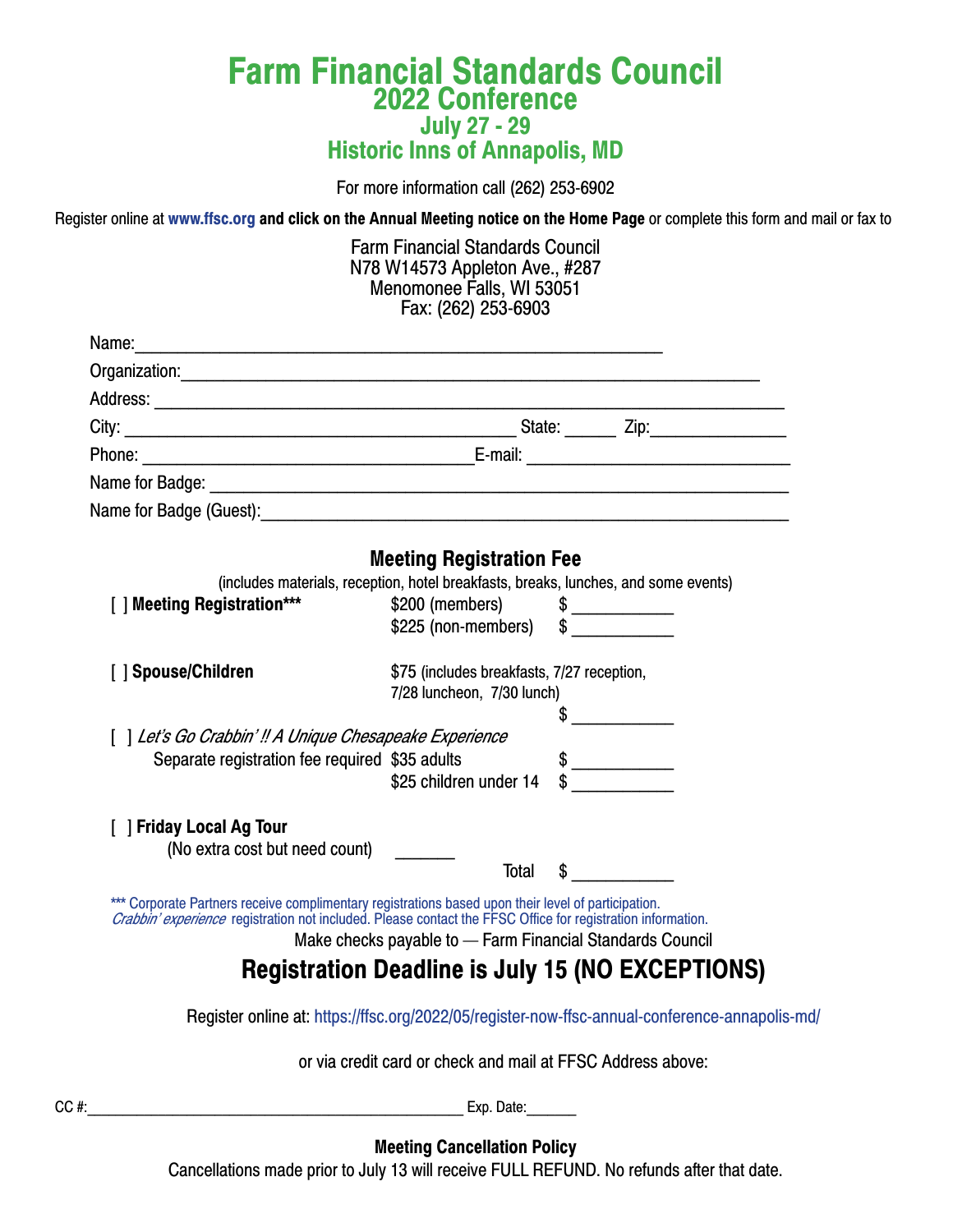# Farm Financial Standards Council

## 2022 Conference

### July 27 - 29

### Historic Inns of Annapolis, MD

For more information call (262) 253-6902

Register online at **www.ffsc.org and click on the Annual Meeting notice on the Home Page** or complete this form and mail or fax to

Farm Financial Standards Council
N78 W14573 Appleton Ave., #287
Menomonee Falls, WI 53051
Fax: (262) 253-6903

Name:______________________________________________

Organization:______________________________________________

Address: ______________________________________________

City: ______________________________ State: ______ Zip:_______________

Phone: ______________________________ E-mail: ______________________________

Name for Badge: ______________________________________________

Name for Badge (Guest):______________________________________________

### Meeting Registration Fee

(includes materials, reception, hotel breakfasts, breaks, lunches, and some events)

[ ] **Meeting Registration*****
- $200 (members) $ ___________
- $225 (non-members) $ ___________

[ ] **Spouse/Children**
- $75 (includes breakfasts, 7/27 reception, 7/28 luncheon, 7/30 lunch) $ ___________

[ ] *Let's Go Crabbin' !! A Unique Chesapeake Experience*
- Separate registration fee required $35 adults $ ___________
- $25 children under 14 $ ___________

[ ] **Friday Local Ag Tour**
- (No extra cost but need count) _______

Total $ ___________

*** Corporate Partners receive complimentary registrations based upon their level of participation. *Crabbin' experience* registration not included. Please contact the FFSC Office for registration information.

Make checks payable to — Farm Financial Standards Council

## Registration Deadline is July 15 (NO EXCEPTIONS)

Register online at: https://ffsc.org/2022/05/register-now-ffsc-annual-conference-annapolis-md/

or via credit card or check and mail at FFSC Address above:

CC #:______________________________________________ Exp. Date:______

**Meeting Cancellation Policy**

Cancellations made prior to July 13 will receive FULL REFUND. No refunds after that date.